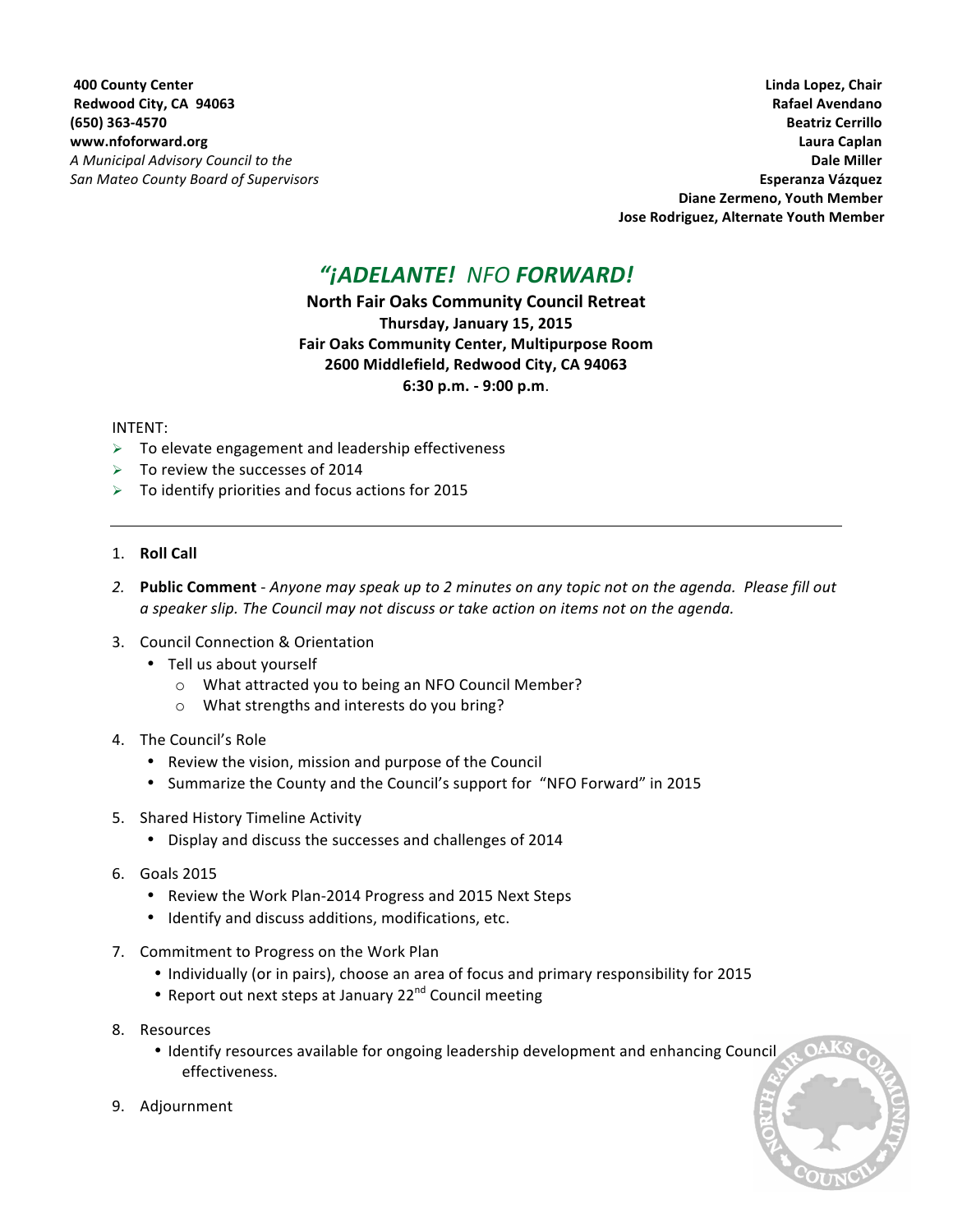**400 County Center**
**Redwood City, CA 94063**
**(650) 363-4570**
**www.nfoforward.org**
*A Municipal Advisory Council to the*
*San Mateo County Board of Supervisors*

**Linda Lopez, Chair**
**Rafael Avendano**
**Beatriz Cerrillo**
**Laura Caplan**
**Dale Miller**
**Esperanza Vázquez**
**Diane Zermeno, Youth Member**
**Jose Rodriguez, Alternate Youth Member**

# *"¡ADELANTE! NFO FORWARD!*

**North Fair Oaks Community Council Retreat**
**Thursday, January 15, 2015**
**Fair Oaks Community Center, Multipurpose Room**
**2600 Middlefield, Redwood City, CA 94063**
**6:30 p.m. - 9:00 p.m.**

INTENT:

- To elevate engagement and leadership effectiveness
- To review the successes of 2014
- To identify priorities and focus actions for 2015

---

1. **Roll Call**
2. **Public Comment** - *Anyone may speak up to 2 minutes on any topic not on the agenda. Please fill out a speaker slip. The Council may not discuss or take action on items not on the agenda.*
3. Council Connection & Orientation
   - Tell us about yourself
     - What attracted you to being an NFO Council Member?
     - What strengths and interests do you bring?
4. The Council's Role
   - Review the vision, mission and purpose of the Council
   - Summarize the County and the Council's support for "NFO Forward" in 2015
5. Shared History Timeline Activity
   - Display and discuss the successes and challenges of 2014
6. Goals 2015
   - Review the Work Plan-2014 Progress and 2015 Next Steps
   - Identify and discuss additions, modifications, etc.
7. Commitment to Progress on the Work Plan
   - Individually (or in pairs), choose an area of focus and primary responsibility for 2015
   - Report out next steps at January 22nd Council meeting
8. Resources
   - Identify resources available for ongoing leadership development and enhancing Council effectiveness.
9. Adjournment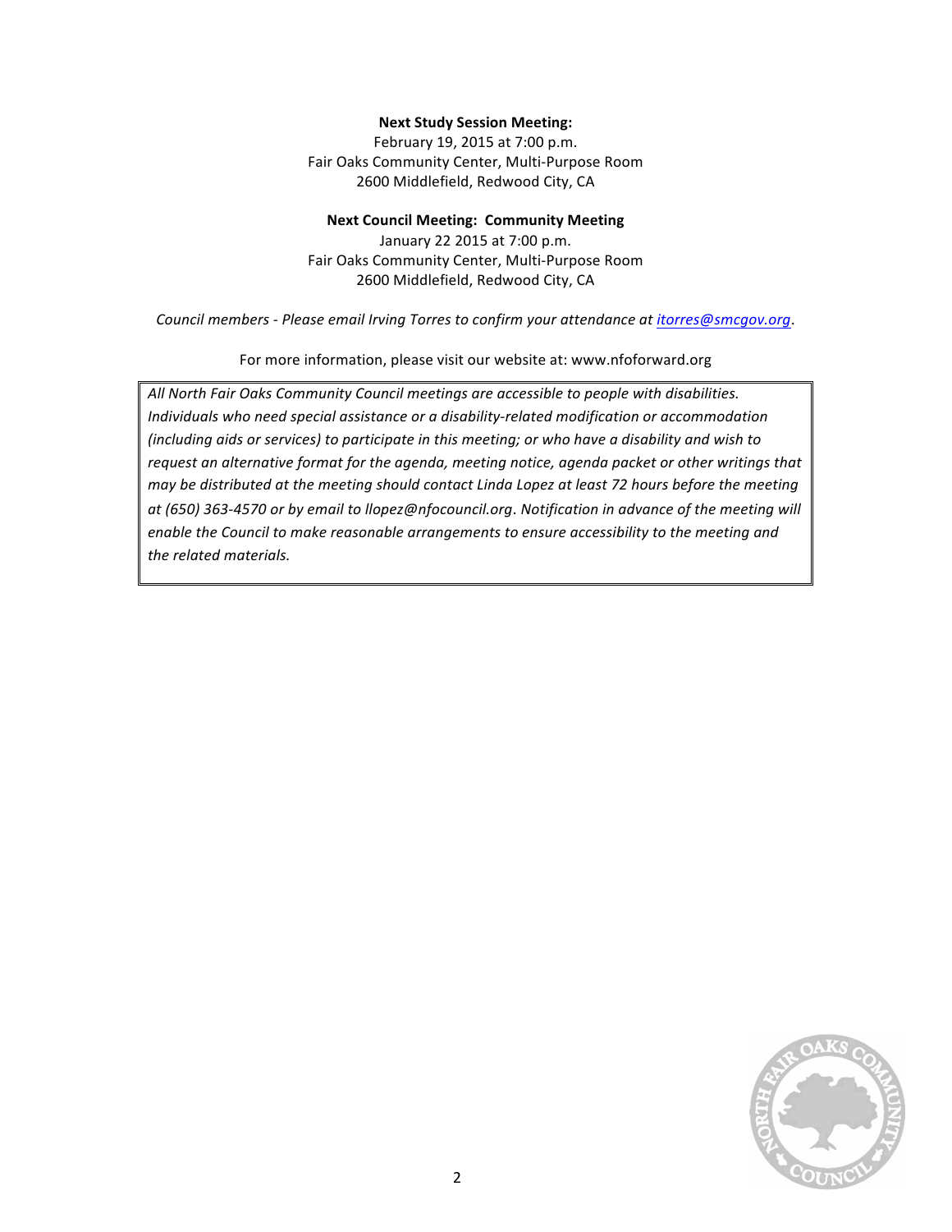**Next Study Session Meeting:**

February 19, 2015 at 7:00 p.m.
Fair Oaks Community Center, Multi-Purpose Room
2600 Middlefield, Redwood City, CA

**Next Council Meeting: Community Meeting**

January 22 2015 at 7:00 p.m.
Fair Oaks Community Center, Multi-Purpose Room
2600 Middlefield, Redwood City, CA

*Council members - Please email Irving Torres to confirm your attendance at itorres@smcgov.org.*

For more information, please visit our website at: www.nfoforward.org

*All North Fair Oaks Community Council meetings are accessible to people with disabilities. Individuals who need special assistance or a disability-related modification or accommodation (including aids or services) to participate in this meeting; or who have a disability and wish to request an alternative format for the agenda, meeting notice, agenda packet or other writings that may be distributed at the meeting should contact Linda Lopez at least 72 hours before the meeting at (650) 363-4570 or by email to llopez@nfocouncil.org. Notification in advance of the meeting will enable the Council to make reasonable arrangements to ensure accessibility to the meeting and the related materials.*